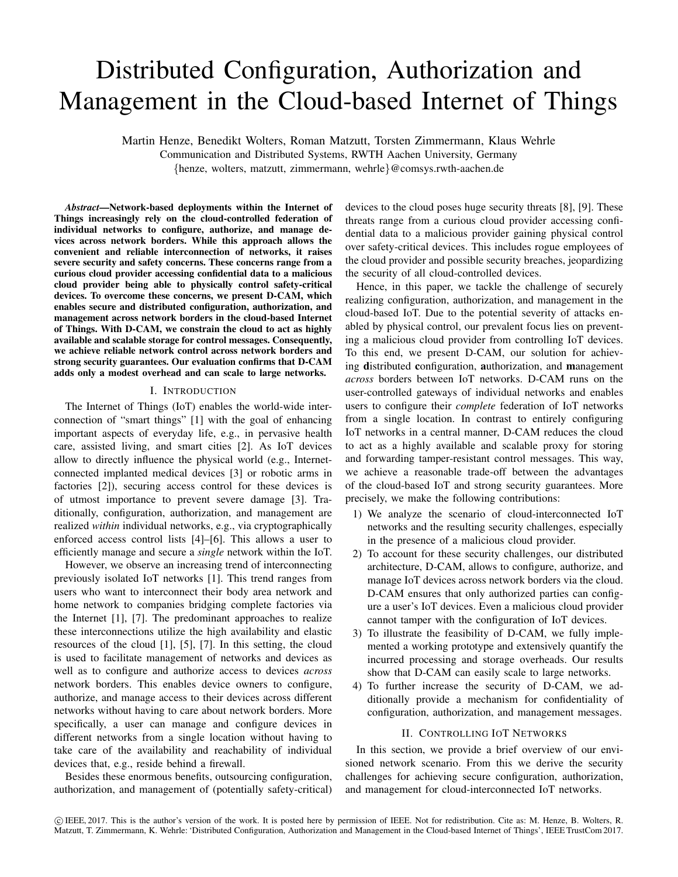# Distributed Configuration, Authorization and Management in the Cloud-based Internet of Things

Martin Henze, Benedikt Wolters, Roman Matzutt, Torsten Zimmermann, Klaus Wehrle
Communication and Distributed Systems, RWTH Aachen University, Germany
{henze, wolters, matzutt, zimmermann, wehrle}@comsys.rwth-aachen.de

***Abstract*—Network-based deployments within the Internet of Things increasingly rely on the cloud-controlled federation of individual networks to configure, authorize, and manage devices across network borders. While this approach allows the convenient and reliable interconnection of networks, it raises severe security and safety concerns. These concerns range from a curious cloud provider accessing confidential data to a malicious cloud provider being able to physically control safety-critical devices. To overcome these concerns, we present D-CAM, which enables secure and distributed configuration, authorization, and management across network borders in the cloud-based Internet of Things. With D-CAM, we constrain the cloud to act as highly available and scalable storage for control messages. Consequently, we achieve reliable network control across network borders and strong security guarantees. Our evaluation confirms that D-CAM adds only a modest overhead and can scale to large networks.**

## I. Introduction

The Internet of Things (IoT) enables the world-wide interconnection of "smart things" [1] with the goal of enhancing important aspects of everyday life, e.g., in pervasive health care, assisted living, and smart cities [2]. As IoT devices allow to directly influence the physical world (e.g., Internet-connected implanted medical devices [3] or robotic arms in factories [2]), securing access control for these devices is of utmost importance to prevent severe damage [3]. Traditionally, configuration, authorization, and management are realized *within* individual networks, e.g., via cryptographically enforced access control lists [4]–[6]. This allows a user to efficiently manage and secure a *single* network within the IoT.

However, we observe an increasing trend of interconnecting previously isolated IoT networks [1]. This trend ranges from users who want to interconnect their body area network and home network to companies bridging complete factories via the Internet [1], [7]. The predominant approaches to realize these interconnections utilize the high availability and elastic resources of the cloud [1], [5], [7]. In this setting, the cloud is used to facilitate management of networks and devices as well as to configure and authorize access to devices *across* network borders. This enables device owners to configure, authorize, and manage access to their devices across different networks without having to care about network borders. More specifically, a user can manage and configure devices in different networks from a single location without having to take care of the availability and reachability of individual devices that, e.g., reside behind a firewall.

Besides these enormous benefits, outsourcing configuration, authorization, and management of (potentially safety-critical) devices to the cloud poses huge security threats [8], [9]. These threats range from a curious cloud provider accessing confidential data to a malicious provider gaining physical control over safety-critical devices. This includes rogue employees of the cloud provider and possible security breaches, jeopardizing the security of all cloud-controlled devices.

Hence, in this paper, we tackle the challenge of securely realizing configuration, authorization, and management in the cloud-based IoT. Due to the potential severity of attacks enabled by physical control, our prevalent focus lies on preventing a malicious cloud provider from controlling IoT devices. To this end, we present D-CAM, our solution for achieving **d**istributed **c**onfiguration, **a**uthorization, and **m**anagement *across* borders between IoT networks. D-CAM runs on the user-controlled gateways of individual networks and enables users to configure their *complete* federation of IoT networks from a single location. In contrast to entirely configuring IoT networks in a central manner, D-CAM reduces the cloud to act as a highly available and scalable proxy for storing and forwarding tamper-resistant control messages. This way, we achieve a reasonable trade-off between the advantages of the cloud-based IoT and strong security guarantees. More precisely, we make the following contributions:

1) We analyze the scenario of cloud-interconnected IoT networks and the resulting security challenges, especially in the presence of a malicious cloud provider.
2) To account for these security challenges, our distributed architecture, D-CAM, allows to configure, authorize, and manage IoT devices across network borders via the cloud. D-CAM ensures that only authorized parties can configure a user's IoT devices. Even a malicious cloud provider cannot tamper with the configuration of IoT devices.
3) To illustrate the feasibility of D-CAM, we fully implemented a working prototype and extensively quantify the incurred processing and storage overheads. Our results show that D-CAM can easily scale to large networks.
4) To further increase the security of D-CAM, we additionally provide a mechanism for confidentiality of configuration, authorization, and management messages.

## II. Controlling IoT Networks

In this section, we provide a brief overview of our envisioned network scenario. From this we derive the security challenges for achieving secure configuration, authorization, and management for cloud-interconnected IoT networks.

© IEEE, 2017. This is the author's version of the work. It is posted here by permission of IEEE. Not for redistribution. Cite as: M. Henze, B. Wolters, R. Matzutt, T. Zimmermann, K. Wehrle: 'Distributed Configuration, Authorization and Management in the Cloud-based Internet of Things', IEEE TrustCom 2017.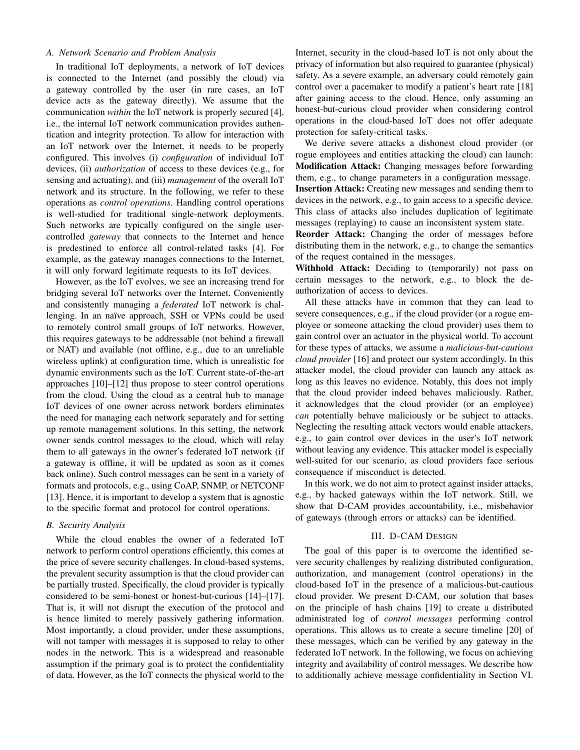### A. Network Scenario and Problem Analysis

In traditional IoT deployments, a network of IoT devices is connected to the Internet (and possibly the cloud) via a gateway controlled by the user (in rare cases, an IoT device acts as the gateway directly). We assume that the communication *within* the IoT network is properly secured [4], i.e., the internal IoT network communication provides authentication and integrity protection. To allow for interaction with an IoT network over the Internet, it needs to be properly configured. This involves (i) *configuration* of individual IoT devices, (ii) *authorization* of access to these devices (e.g., for sensing and actuating), and (iii) *management* of the overall IoT network and its structure. In the following, we refer to these operations as *control operations*. Handling control operations is well-studied for traditional single-network deployments. Such networks are typically configured on the single user-controlled *gateway* that connects to the Internet and hence is predestined to enforce all control-related tasks [4]. For example, as the gateway manages connections to the Internet, it will only forward legitimate requests to its IoT devices.

However, as the IoT evolves, we see an increasing trend for bridging several IoT networks over the Internet. Conveniently and consistently managing a *federated* IoT network is challenging. In an naïve approach, SSH or VPNs could be used to remotely control small groups of IoT networks. However, this requires gateways to be addressable (not behind a firewall or NAT) and available (not offline, e.g., due to an unreliable wireless uplink) at configuration time, which is unrealistic for dynamic environments such as the IoT. Current state-of-the-art approaches [10]–[12] thus propose to steer control operations from the cloud. Using the cloud as a central hub to manage IoT devices of one owner across network borders eliminates the need for managing each network separately and for setting up remote management solutions. In this setting, the network owner sends control messages to the cloud, which will relay them to all gateways in the owner's federated IoT network (if a gateway is offline, it will be updated as soon as it comes back online). Such control messages can be sent in a variety of formats and protocols, e.g., using CoAP, SNMP, or NETCONF [13]. Hence, it is important to develop a system that is agnostic to the specific format and protocol for control operations.

### B. Security Analysis

While the cloud enables the owner of a federated IoT network to perform control operations efficiently, this comes at the price of severe security challenges. In cloud-based systems, the prevalent security assumption is that the cloud provider can be partially trusted. Specifically, the cloud provider is typically considered to be semi-honest or honest-but-curious [14]–[17]. That is, it will not disrupt the execution of the protocol and is hence limited to merely passively gathering information. Most importantly, a cloud provider, under these assumptions, will not tamper with messages it is supposed to relay to other nodes in the network. This is a widespread and reasonable assumption if the primary goal is to protect the confidentiality of data. However, as the IoT connects the physical world to the Internet, security in the cloud-based IoT is not only about the privacy of information but also required to guarantee (physical) safety. As a severe example, an adversary could remotely gain control over a pacemaker to modify a patient's heart rate [18] after gaining access to the cloud. Hence, only assuming an honest-but-curious cloud provider when considering control operations in the cloud-based IoT does not offer adequate protection for safety-critical tasks.

We derive severe attacks a dishonest cloud provider (or rogue employees and entities attacking the cloud) can launch:

**Modification Attack:** Changing messages before forwarding them, e.g., to change parameters in a configuration message.

**Insertion Attack:** Creating new messages and sending them to devices in the network, e.g., to gain access to a specific device. This class of attacks also includes duplication of legitimate messages (replaying) to cause an inconsistent system state.

**Reorder Attack:** Changing the order of messages before distributing them in the network, e.g., to change the semantics of the request contained in the messages.

**Withhold Attack:** Deciding to (temporarily) not pass on certain messages to the network, e.g., to block the de-authorization of access to devices.

All these attacks have in common that they can lead to severe consequences, e.g., if the cloud provider (or a rogue employee or someone attacking the cloud provider) uses them to gain control over an actuator in the physical world. To account for these types of attacks, we assume a *malicious-but-cautious cloud provider* [16] and protect our system accordingly. In this attacker model, the cloud provider can launch any attack as long as this leaves no evidence. Notably, this does not imply that the cloud provider indeed behaves maliciously. Rather, it acknowledges that the cloud provider (or an employee) *can* potentially behave maliciously or be subject to attacks. Neglecting the resulting attack vectors would enable attackers, e.g., to gain control over devices in the user's IoT network without leaving any evidence. This attacker model is especially well-suited for our scenario, as cloud providers face serious consequence if misconduct is detected.

In this work, we do not aim to protect against insider attacks, e.g., by hacked gateways within the IoT network. Still, we show that D-CAM provides accountability, i.e., misbehavior of gateways (through errors or attacks) can be identified.

## III. D-CAM Design

The goal of this paper is to overcome the identified severe security challenges by realizing distributed configuration, authorization, and management (control operations) in the cloud-based IoT in the presence of a malicious-but-cautious cloud provider. We present D-CAM, our solution that bases on the principle of hash chains [19] to create a distributed administrated log of *control messages* performing control operations. This allows us to create a secure timeline [20] of these messages, which can be verified by any gateway in the federated IoT network. In the following, we focus on achieving integrity and availability of control messages. We describe how to additionally achieve message confidentiality in Section VI.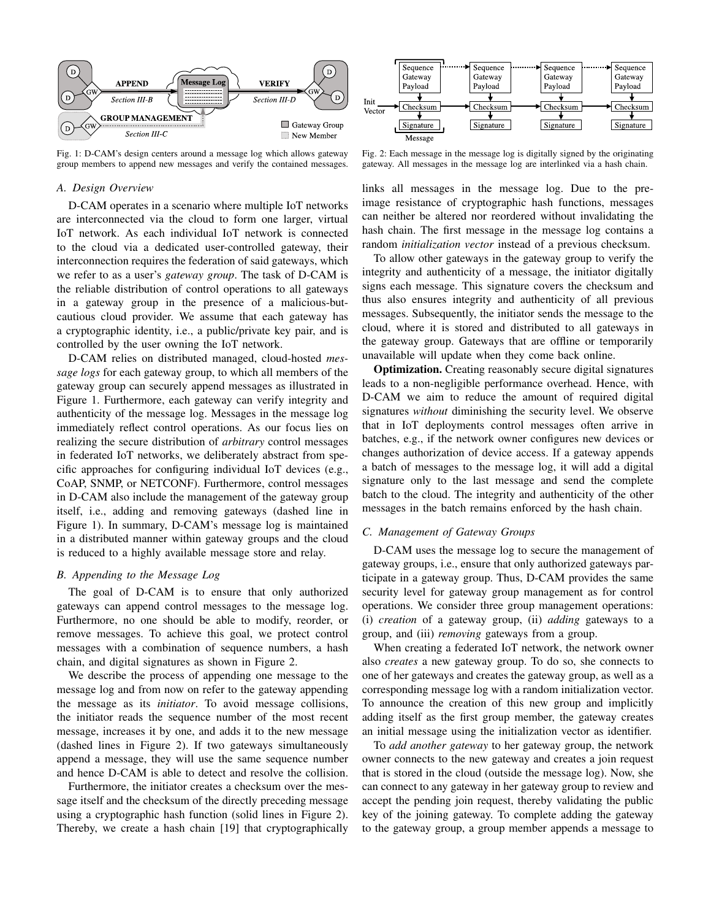Fig. 1: D-CAM's design centers around a message log which allows gateway group members to append new messages and verify the contained messages.

Fig. 2: Each message in the message log is digitally signed by the originating gateway. All messages in the message log are interlinked via a hash chain.

### A. Design Overview

D-CAM operates in a scenario where multiple IoT networks are interconnected via the cloud to form one larger, virtual IoT network. As each individual IoT network is connected to the cloud via a dedicated user-controlled gateway, their interconnection requires the federation of said gateways, which we refer to as a user's *gateway group*. The task of D-CAM is the reliable distribution of control operations to all gateways in a gateway group in the presence of a malicious-but-cautious cloud provider. We assume that each gateway has a cryptographic identity, i.e., a public/private key pair, and is controlled by the user owning the IoT network.

D-CAM relies on distributed managed, cloud-hosted *message logs* for each gateway group, to which all members of the gateway group can securely append messages as illustrated in Figure 1. Furthermore, each gateway can verify integrity and authenticity of the message log. Messages in the message log immediately reflect control operations. As our focus lies on realizing the secure distribution of *arbitrary* control messages in federated IoT networks, we deliberately abstract from specific approaches for configuring individual IoT devices (e.g., CoAP, SNMP, or NETCONF). Furthermore, control messages in D-CAM also include the management of the gateway group itself, i.e., adding and removing gateways (dashed line in Figure 1). In summary, D-CAM's message log is maintained in a distributed manner within gateway groups and the cloud is reduced to a highly available message store and relay.

### B. Appending to the Message Log

The goal of D-CAM is to ensure that only authorized gateways can append control messages to the message log. Furthermore, no one should be able to modify, reorder, or remove messages. To achieve this goal, we protect control messages with a combination of sequence numbers, a hash chain, and digital signatures as shown in Figure 2.

We describe the process of appending one message to the message log and from now on refer to the gateway appending the message as its *initiator*. To avoid message collisions, the initiator reads the sequence number of the most recent message, increases it by one, and adds it to the new message (dashed lines in Figure 2). If two gateways simultaneously append a message, they will use the same sequence number and hence D-CAM is able to detect and resolve the collision.

Furthermore, the initiator creates a checksum over the message itself and the checksum of the directly preceding message using a cryptographic hash function (solid lines in Figure 2). Thereby, we create a hash chain [19] that cryptographically links all messages in the message log. Due to the pre-image resistance of cryptographic hash functions, messages can neither be altered nor reordered without invalidating the hash chain. The first message in the message log contains a random *initialization vector* instead of a previous checksum.

To allow other gateways in the gateway group to verify the integrity and authenticity of a message, the initiator digitally signs each message. This signature covers the checksum and thus also ensures integrity and authenticity of all previous messages. Subsequently, the initiator sends the message to the cloud, where it is stored and distributed to all gateways in the gateway group. Gateways that are offline or temporarily unavailable will update when they come back online.

**Optimization.** Creating reasonably secure digital signatures leads to a non-negligible performance overhead. Hence, with D-CAM we aim to reduce the amount of required digital signatures *without* diminishing the security level. We observe that in IoT deployments control messages often arrive in batches, e.g., if the network owner configures new devices or changes authorization of device access. If a gateway appends a batch of messages to the message log, it will add a digital signature only to the last message and send the complete batch to the cloud. The integrity and authenticity of the other messages in the batch remains enforced by the hash chain.

### C. Management of Gateway Groups

D-CAM uses the message log to secure the management of gateway groups, i.e., ensure that only authorized gateways participate in a gateway group. Thus, D-CAM provides the same security level for gateway group management as for control operations. We consider three group management operations: (i) *creation* of a gateway group, (ii) *adding* gateways to a group, and (iii) *removing* gateways from a group.

When creating a federated IoT network, the network owner also *creates* a new gateway group. To do so, she connects to one of her gateways and creates the gateway group, as well as a corresponding message log with a random initialization vector. To announce the creation of this new group and implicitly adding itself as the first group member, the gateway creates an initial message using the initialization vector as identifier.

To *add another gateway* to her gateway group, the network owner connects to the new gateway and creates a join request that is stored in the cloud (outside the message log). Now, she can connect to any gateway in her gateway group to review and accept the pending join request, thereby validating the public key of the joining gateway. To complete adding the gateway to the gateway group, a group member appends a message to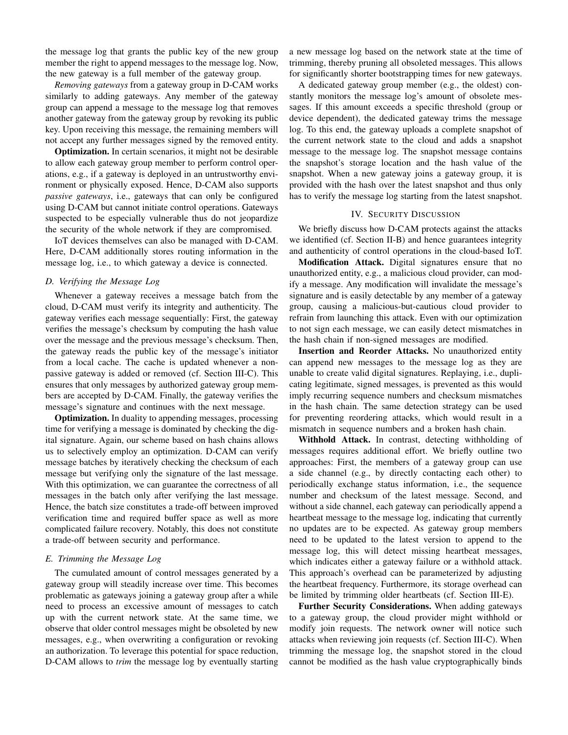the message log that grants the public key of the new group member the right to append messages to the message log. Now, the new gateway is a full member of the gateway group.

*Removing gateways* from a gateway group in D-CAM works similarly to adding gateways. Any member of the gateway group can append a message to the message log that removes another gateway from the gateway group by revoking its public key. Upon receiving this message, the remaining members will not accept any further messages signed by the removed entity.

**Optimization.** In certain scenarios, it might not be desirable to allow each gateway group member to perform control operations, e.g., if a gateway is deployed in an untrustworthy environment or physically exposed. Hence, D-CAM also supports *passive gateways*, i.e., gateways that can only be configured using D-CAM but cannot initiate control operations. Gateways suspected to be especially vulnerable thus do not jeopardize the security of the whole network if they are compromised.

IoT devices themselves can also be managed with D-CAM. Here, D-CAM additionally stores routing information in the message log, i.e., to which gateway a device is connected.

### D. Verifying the Message Log

Whenever a gateway receives a message batch from the cloud, D-CAM must verify its integrity and authenticity. The gateway verifies each message sequentially: First, the gateway verifies the message's checksum by computing the hash value over the message and the previous message's checksum. Then, the gateway reads the public key of the message's initiator from a local cache. The cache is updated whenever a non-passive gateway is added or removed (cf. Section III-C). This ensures that only messages by authorized gateway group members are accepted by D-CAM. Finally, the gateway verifies the message's signature and continues with the next message.

**Optimization.** In duality to appending messages, processing time for verifying a message is dominated by checking the digital signature. Again, our scheme based on hash chains allows us to selectively employ an optimization. D-CAM can verify message batches by iteratively checking the checksum of each message but verifying only the signature of the last message. With this optimization, we can guarantee the correctness of all messages in the batch only after verifying the last message. Hence, the batch size constitutes a trade-off between improved verification time and required buffer space as well as more complicated failure recovery. Notably, this does not constitute a trade-off between security and performance.

### E. Trimming the Message Log

The cumulated amount of control messages generated by a gateway group will steadily increase over time. This becomes problematic as gateways joining a gateway group after a while need to process an excessive amount of messages to catch up with the current network state. At the same time, we observe that older control messages might be obsoleted by new messages, e.g., when overwriting a configuration or revoking an authorization. To leverage this potential for space reduction, D-CAM allows to *trim* the message log by eventually starting a new message log based on the network state at the time of trimming, thereby pruning all obsoleted messages. This allows for significantly shorter bootstrapping times for new gateways.

A dedicated gateway group member (e.g., the oldest) constantly monitors the message log's amount of obsolete messages. If this amount exceeds a specific threshold (group or device dependent), the dedicated gateway trims the message log. To this end, the gateway uploads a complete snapshot of the current network state to the cloud and adds a snapshot message to the message log. The snapshot message contains the snapshot's storage location and the hash value of the snapshot. When a new gateway joins a gateway group, it is provided with the hash over the latest snapshot and thus only has to verify the message log starting from the latest snapshot.

## IV. Security Discussion

We briefly discuss how D-CAM protects against the attacks we identified (cf. Section II-B) and hence guarantees integrity and authenticity of control operations in the cloud-based IoT.

**Modification Attack.** Digital signatures ensure that no unauthorized entity, e.g., a malicious cloud provider, can modify a message. Any modification will invalidate the message's signature and is easily detectable by any member of a gateway group, causing a malicious-but-cautious cloud provider to refrain from launching this attack. Even with our optimization to not sign each message, we can easily detect mismatches in the hash chain if non-signed messages are modified.

**Insertion and Reorder Attacks.** No unauthorized entity can append new messages to the message log as they are unable to create valid digital signatures. Replaying, i.e., duplicating legitimate, signed messages, is prevented as this would imply recurring sequence numbers and checksum mismatches in the hash chain. The same detection strategy can be used for preventing reordering attacks, which would result in a mismatch in sequence numbers and a broken hash chain.

**Withhold Attack.** In contrast, detecting withholding of messages requires additional effort. We briefly outline two approaches: First, the members of a gateway group can use a side channel (e.g., by directly contacting each other) to periodically exchange status information, i.e., the sequence number and checksum of the latest message. Second, and without a side channel, each gateway can periodically append a heartbeat message to the message log, indicating that currently no updates are to be expected. As gateway group members need to be updated to the latest version to append to the message log, this will detect missing heartbeat messages, which indicates either a gateway failure or a withhold attack. This approach's overhead can be parameterized by adjusting the heartbeat frequency. Furthermore, its storage overhead can be limited by trimming older heartbeats (cf. Section III-E).

**Further Security Considerations.** When adding gateways to a gateway group, the cloud provider might withhold or modify join requests. The network owner will notice such attacks when reviewing join requests (cf. Section III-C). When trimming the message log, the snapshot stored in the cloud cannot be modified as the hash value cryptographically binds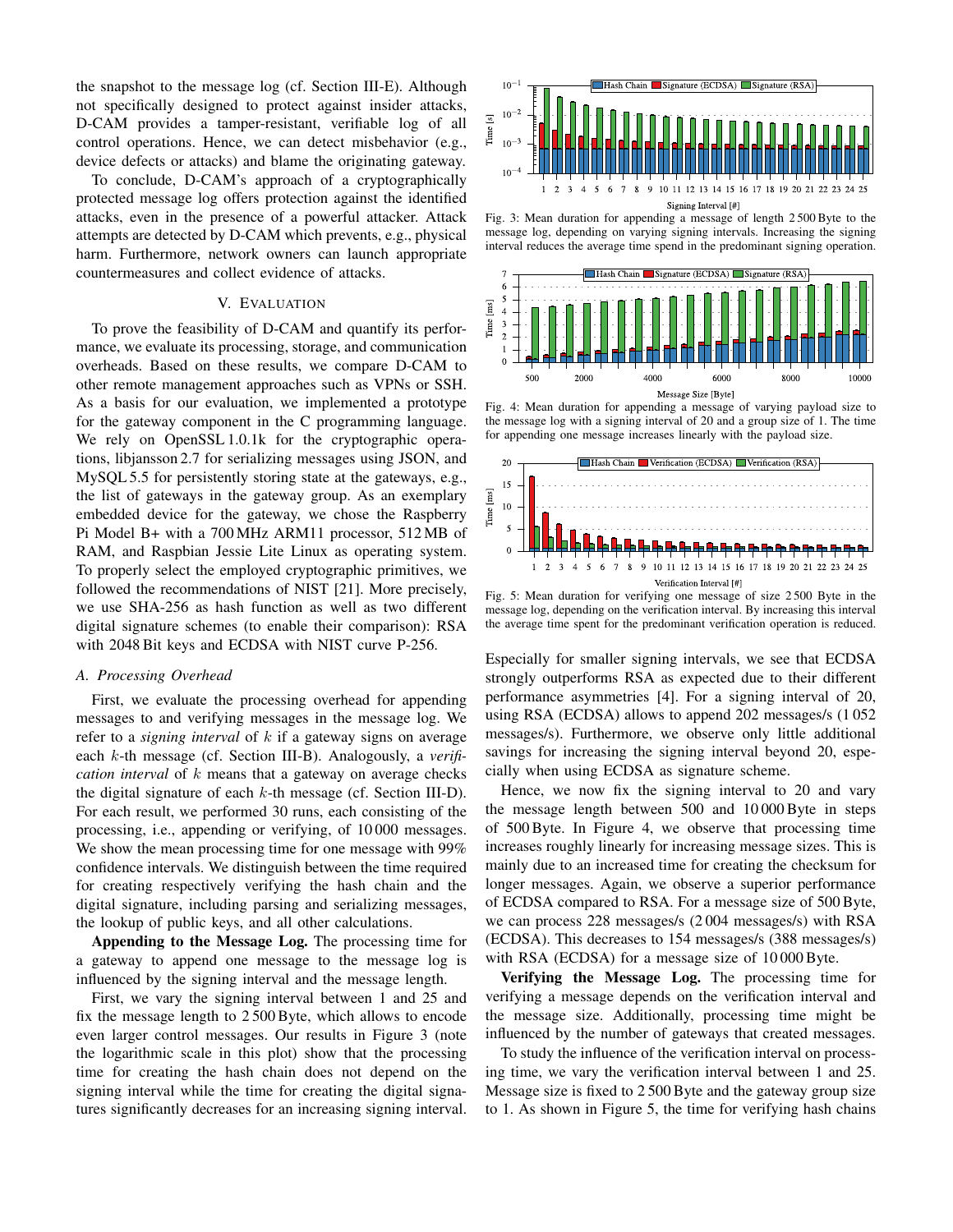the snapshot to the message log (cf. Section III-E). Although not specifically designed to protect against insider attacks, D-CAM provides a tamper-resistant, verifiable log of all control operations. Hence, we can detect misbehavior (e.g., device defects or attacks) and blame the originating gateway.

To conclude, D-CAM's approach of a cryptographically protected message log offers protection against the identified attacks, even in the presence of a powerful attacker. Attack attempts are detected by D-CAM which prevents, e.g., physical harm. Furthermore, network owners can launch appropriate countermeasures and collect evidence of attacks.

## V. Evaluation

To prove the feasibility of D-CAM and quantify its performance, we evaluate its processing, storage, and communication overheads. Based on these results, we compare D-CAM to other remote management approaches such as VPNs or SSH. As a basis for our evaluation, we implemented a prototype for the gateway component in the C programming language. We rely on OpenSSL 1.0.1k for the cryptographic operations, libjansson 2.7 for serializing messages using JSON, and MySQL 5.5 for persistently storing state at the gateways, e.g., the list of gateways in the gateway group. As an exemplary embedded device for the gateway, we chose the Raspberry Pi Model B+ with a 700 MHz ARM11 processor, 512 MB of RAM, and Raspbian Jessie Lite Linux as operating system. To properly select the employed cryptographic primitives, we followed the recommendations of NIST [21]. More precisely, we use SHA-256 as hash function as well as two different digital signature schemes (to enable their comparison): RSA with 2048 Bit keys and ECDSA with NIST curve P-256.

### A. Processing Overhead

First, we evaluate the processing overhead for appending messages to and verifying messages in the message log. We refer to a *signing interval* of $k$ if a gateway signs on average each $k$-th message (cf. Section III-B). Analogously, a *verification interval* of $k$ means that a gateway on average checks the digital signature of each $k$-th message (cf. Section III-D). For each result, we performed 30 runs, each consisting of the processing, i.e., appending or verifying, of 10 000 messages. We show the mean processing time for one message with 99% confidence intervals. We distinguish between the time required for creating respectively verifying the hash chain and the digital signature, including parsing and serializing messages, the lookup of public keys, and all other calculations.

**Appending to the Message Log.** The processing time for a gateway to append one message to the message log is influenced by the signing interval and the message length.

First, we vary the signing interval between 1 and 25 and fix the message length to 2 500 Byte, which allows to encode even larger control messages. Our results in Figure 3 (note the logarithmic scale in this plot) show that the processing time for creating the hash chain does not depend on the signing interval while the time for creating the digital signatures significantly decreases for an increasing signing interval.

Fig. 3: Mean duration for appending a message of length 2 500 Byte to the message log, depending on varying signing intervals. Increasing the signing interval reduces the average time spend in the predominant signing operation.

Fig. 4: Mean duration for appending a message of varying payload size to the message log with a signing interval of 20 and a group size of 1. The time for appending one message increases linearly with the payload size.

Fig. 5: Mean duration for verifying one message of size 2 500 Byte in the message log, depending on the verification interval. By increasing this interval the average time spent for the predominant verification operation is reduced.

Especially for smaller signing intervals, we see that ECDSA strongly outperforms RSA as expected due to their different performance asymmetries [4]. For a signing interval of 20, using RSA (ECDSA) allows to append 202 messages/s (1 052 messages/s). Furthermore, we observe only little additional savings for increasing the signing interval beyond 20, especially when using ECDSA as signature scheme.

Hence, we now fix the signing interval to 20 and vary the message length between 500 and 10 000 Byte in steps of 500 Byte. In Figure 4, we observe that processing time increases roughly linearly for increasing message sizes. This is mainly due to an increased time for creating the checksum for longer messages. Again, we observe a superior performance of ECDSA compared to RSA. For a message size of 500 Byte, we can process 228 messages/s (2 004 messages/s) with RSA (ECDSA). This decreases to 154 messages/s (388 messages/s) with RSA (ECDSA) for a message size of 10 000 Byte.

**Verifying the Message Log.** The processing time for verifying a message depends on the verification interval and the message size. Additionally, processing time might be influenced by the number of gateways that created messages.

To study the influence of the verification interval on processing time, we vary the verification interval between 1 and 25. Message size is fixed to 2 500 Byte and the gateway group size to 1. As shown in Figure 5, the time for verifying hash chains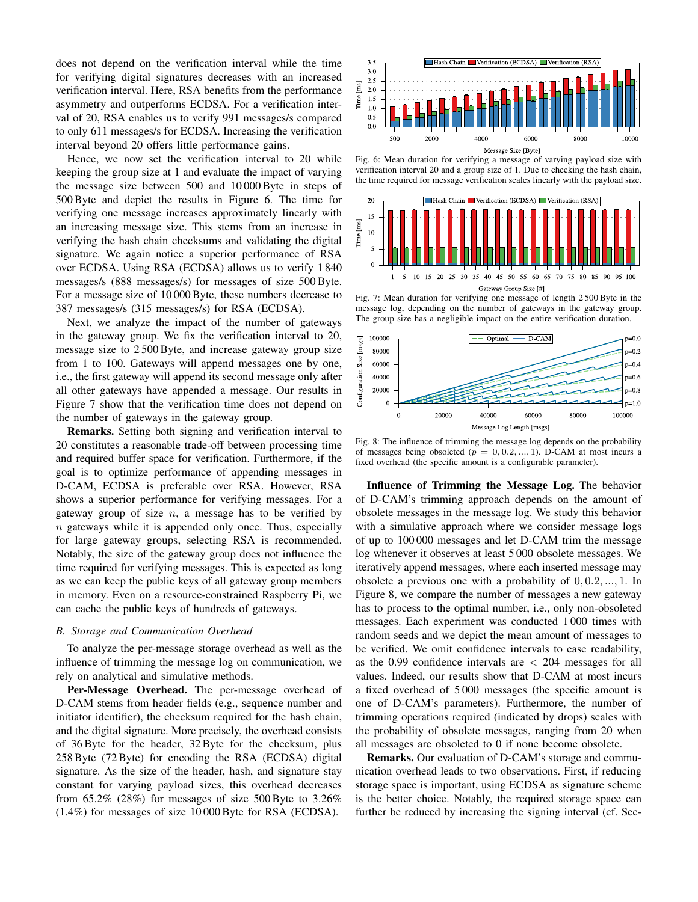does not depend on the verification interval while the time for verifying digital signatures decreases with an increased verification interval. Here, RSA benefits from the performance asymmetry and outperforms ECDSA. For a verification interval of 20, RSA enables us to verify 991 messages/s compared to only 611 messages/s for ECDSA. Increasing the verification interval beyond 20 offers little performance gains.

Hence, we now set the verification interval to 20 while keeping the group size at 1 and evaluate the impact of varying the message size between 500 and 10 000 Byte in steps of 500 Byte and depict the results in Figure 6. The time for verifying one message increases approximately linearly with an increasing message size. This stems from an increase in verifying the hash chain checksums and validating the digital signature. We again notice a superior performance of RSA over ECDSA. Using RSA (ECDSA) allows us to verify 1 840 messages/s (888 messages/s) for messages of size 500 Byte. For a message size of 10 000 Byte, these numbers decrease to 387 messages/s (315 messages/s) for RSA (ECDSA).

Next, we analyze the impact of the number of gateways in the gateway group. We fix the verification interval to 20, message size to 2 500 Byte, and increase gateway group size from 1 to 100. Gateways will append messages one by one, i.e., the first gateway will append its second message only after all other gateways have appended a message. Our results in Figure 7 show that the verification time does not depend on the number of gateways in the gateway group.

**Remarks.** Setting both signing and verification interval to 20 constitutes a reasonable trade-off between processing time and required buffer space for verification. Furthermore, if the goal is to optimize performance of appending messages in D-CAM, ECDSA is preferable over RSA. However, RSA shows a superior performance for verifying messages. For a gateway group of size $n$, a message has to be verified by $n$ gateways while it is appended only once. Thus, especially for large gateway groups, selecting RSA is recommended. Notably, the size of the gateway group does not influence the time required for verifying messages. This is expected as long as we can keep the public keys of all gateway group members in memory. Even on a resource-constrained Raspberry Pi, we can cache the public keys of hundreds of gateways.

### B. Storage and Communication Overhead

To analyze the per-message storage overhead as well as the influence of trimming the message log on communication, we rely on analytical and simulative methods.

**Per-Message Overhead.** The per-message overhead of D-CAM stems from header fields (e.g., sequence number and initiator identifier), the checksum required for the hash chain, and the digital signature. More precisely, the overhead consists of 36 Byte for the header, 32 Byte for the checksum, plus 258 Byte (72 Byte) for encoding the RSA (ECDSA) digital signature. As the size of the header, hash, and signature stay constant for varying payload sizes, this overhead decreases from 65.2% (28%) for messages of size 500 Byte to 3.26% (1.4%) for messages of size 10 000 Byte for RSA (ECDSA).

Fig. 6: Mean duration for verifying a message of varying payload size with verification interval 20 and a group size of 1. Due to checking the hash chain, the time required for message verification scales linearly with the payload size.

Fig. 7: Mean duration for verifying one message of length 2 500 Byte in the message log, depending on the number of gateways in the gateway group. The group size has a negligible impact on the entire verification duration.

Fig. 8: The influence of trimming the message log depends on the probability of messages being obsoleted ($p = 0, 0.2, ..., 1$). D-CAM at most incurs a fixed overhead (the specific amount is a configurable parameter).

**Influence of Trimming the Message Log.** The behavior of D-CAM's trimming approach depends on the amount of obsolete messages in the message log. We study this behavior with a simulative approach where we consider message logs of up to 100 000 messages and let D-CAM trim the message log whenever it observes at least 5 000 obsolete messages. We iteratively append messages, where each inserted message may obsolete a previous one with a probability of $0, 0.2, ..., 1$. In Figure 8, we compare the number of messages a new gateway has to process to the optimal number, i.e., only non-obsoleted messages. Each experiment was conducted 1 000 times with random seeds and we depict the mean amount of messages to be verified. We omit confidence intervals to ease readability, as the 0.99 confidence intervals are $< 204$ messages for all values. Indeed, our results show that D-CAM at most incurs a fixed overhead of 5 000 messages (the specific amount is one of D-CAM's parameters). Furthermore, the number of trimming operations required (indicated by drops) scales with the probability of obsolete messages, ranging from 20 when all messages are obsoleted to 0 if none become obsolete.

**Remarks.** Our evaluation of D-CAM's storage and communication overhead leads to two observations. First, if reducing storage space is important, using ECDSA as signature scheme is the better choice. Notably, the required storage space can further be reduced by increasing the signing interval (cf. Sec-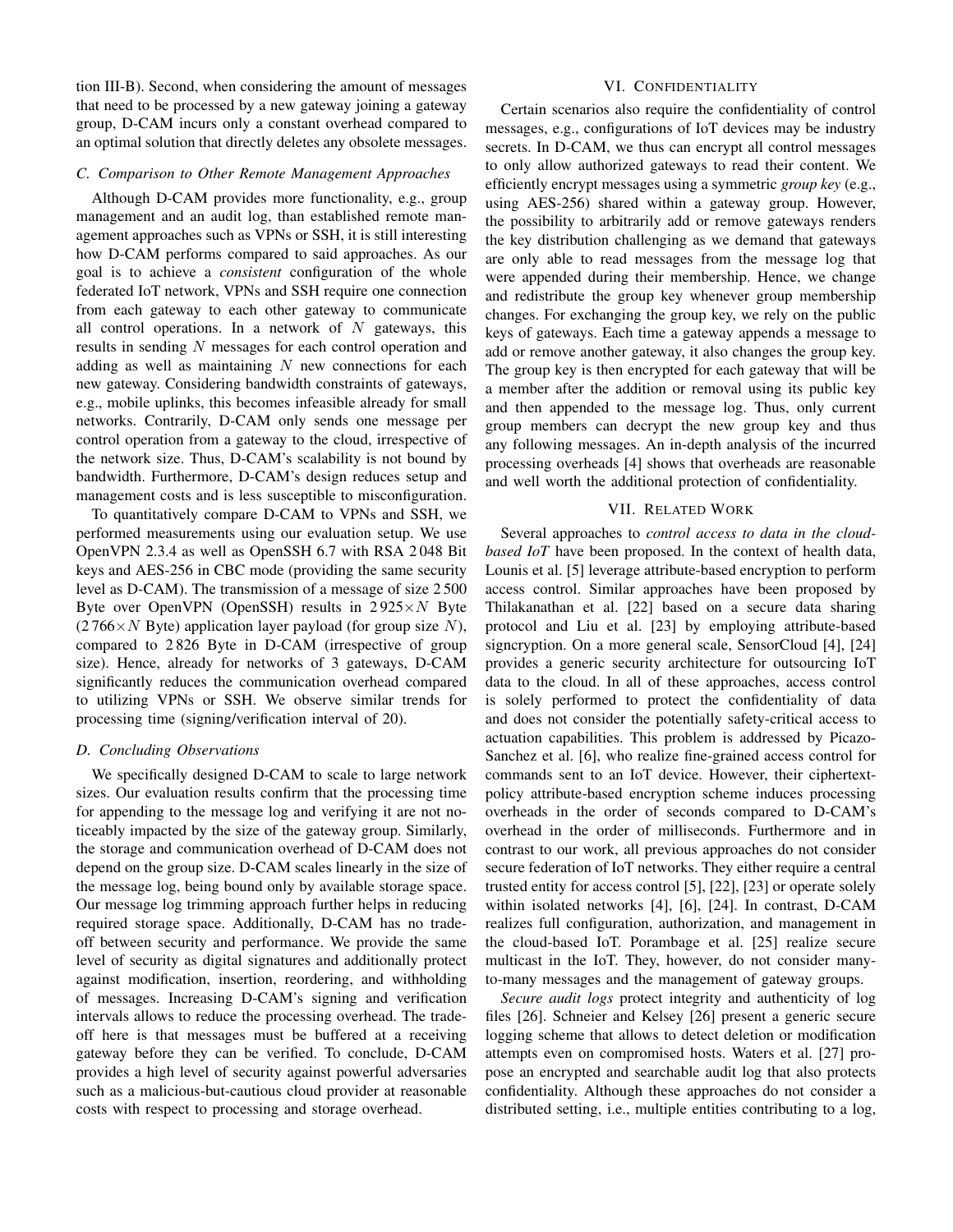tion III-B). Second, when considering the amount of messages that need to be processed by a new gateway joining a gateway group, D-CAM incurs only a constant overhead compared to an optimal solution that directly deletes any obsolete messages.

### C. Comparison to Other Remote Management Approaches

Although D-CAM provides more functionality, e.g., group management and an audit log, than established remote management approaches such as VPNs or SSH, it is still interesting how D-CAM performs compared to said approaches. As our goal is to achieve a *consistent* configuration of the whole federated IoT network, VPNs and SSH require one connection from each gateway to each other gateway to communicate all control operations. In a network of $N$ gateways, this results in sending $N$ messages for each control operation and adding as well as maintaining $N$ new connections for each new gateway. Considering bandwidth constraints of gateways, e.g., mobile uplinks, this becomes infeasible already for small networks. Contrarily, D-CAM only sends one message per control operation from a gateway to the cloud, irrespective of the network size. Thus, D-CAM's scalability is not bound by bandwidth. Furthermore, D-CAM's design reduces setup and management costs and is less susceptible to misconfiguration.

To quantitatively compare D-CAM to VPNs and SSH, we performed measurements using our evaluation setup. We use OpenVPN 2.3.4 as well as OpenSSH 6.7 with RSA 2 048 Bit keys and AES-256 in CBC mode (providing the same security level as D-CAM). The transmission of a message of size 2 500 Byte over OpenVPN (OpenSSH) results in $2\,925 \times N$ Byte ($2\,766 \times N$ Byte) application layer payload (for group size $N$), compared to 2 826 Byte in D-CAM (irrespective of group size). Hence, already for networks of 3 gateways, D-CAM significantly reduces the communication overhead compared to utilizing VPNs or SSH. We observe similar trends for processing time (signing/verification interval of 20).

### D. Concluding Observations

We specifically designed D-CAM to scale to large network sizes. Our evaluation results confirm that the processing time for appending to the message log and verifying it are not noticeably impacted by the size of the gateway group. Similarly, the storage and communication overhead of D-CAM does not depend on the group size. D-CAM scales linearly in the size of the message log, being bound only by available storage space. Our message log trimming approach further helps in reducing required storage space. Additionally, D-CAM has no tradeoff between security and performance. We provide the same level of security as digital signatures and additionally protect against modification, insertion, reordering, and withholding of messages. Increasing D-CAM's signing and verification intervals allows to reduce the processing overhead. The tradeoff here is that messages must be buffered at a receiving gateway before they can be verified. To conclude, D-CAM provides a high level of security against powerful adversaries such as a malicious-but-cautious cloud provider at reasonable costs with respect to processing and storage overhead.

## VI. Confidentiality

Certain scenarios also require the confidentiality of control messages, e.g., configurations of IoT devices may be industry secrets. In D-CAM, we thus can encrypt all control messages to only allow authorized gateways to read their content. We efficiently encrypt messages using a symmetric *group key* (e.g., using AES-256) shared within a gateway group. However, the possibility to arbitrarily add or remove gateways renders the key distribution challenging as we demand that gateways are only able to read messages from the message log that were appended during their membership. Hence, we change and redistribute the group key whenever group membership changes. For exchanging the group key, we rely on the public keys of gateways. Each time a gateway appends a message to add or remove another gateway, it also changes the group key. The group key is then encrypted for each gateway that will be a member after the addition or removal using its public key and then appended to the message log. Thus, only current group members can decrypt the new group key and thus any following messages. An in-depth analysis of the incurred processing overheads [4] shows that overheads are reasonable and well worth the additional protection of confidentiality.

## VII. Related Work

Several approaches to *control access to data in the cloud-based IoT* have been proposed. In the context of health data, Lounis et al. [5] leverage attribute-based encryption to perform access control. Similar approaches have been proposed by Thilakanathan et al. [22] based on a secure data sharing protocol and Liu et al. [23] by employing attribute-based signcryption. On a more general scale, SensorCloud [4], [24] provides a generic security architecture for outsourcing IoT data to the cloud. In all of these approaches, access control is solely performed to protect the confidentiality of data and does not consider the potentially safety-critical access to actuation capabilities. This problem is addressed by Picazo-Sanchez et al. [6], who realize fine-grained access control for commands sent to an IoT device. However, their ciphertext-policy attribute-based encryption scheme induces processing overheads in the order of seconds compared to D-CAM's overhead in the order of milliseconds. Furthermore and in contrast to our work, all previous approaches do not consider secure federation of IoT networks. They either require a central trusted entity for access control [5], [22], [23] or operate solely within isolated networks [4], [6], [24]. In contrast, D-CAM realizes full configuration, authorization, and management in the cloud-based IoT. Porambage et al. [25] realize secure multicast in the IoT. They, however, do not consider many-to-many messages and the management of gateway groups.

*Secure audit logs* protect integrity and authenticity of log files [26]. Schneier and Kelsey [26] present a generic secure logging scheme that allows to detect deletion or modification attempts even on compromised hosts. Waters et al. [27] propose an encrypted and searchable audit log that also protects confidentiality. Although these approaches do not consider a distributed setting, i.e., multiple entities contributing to a log,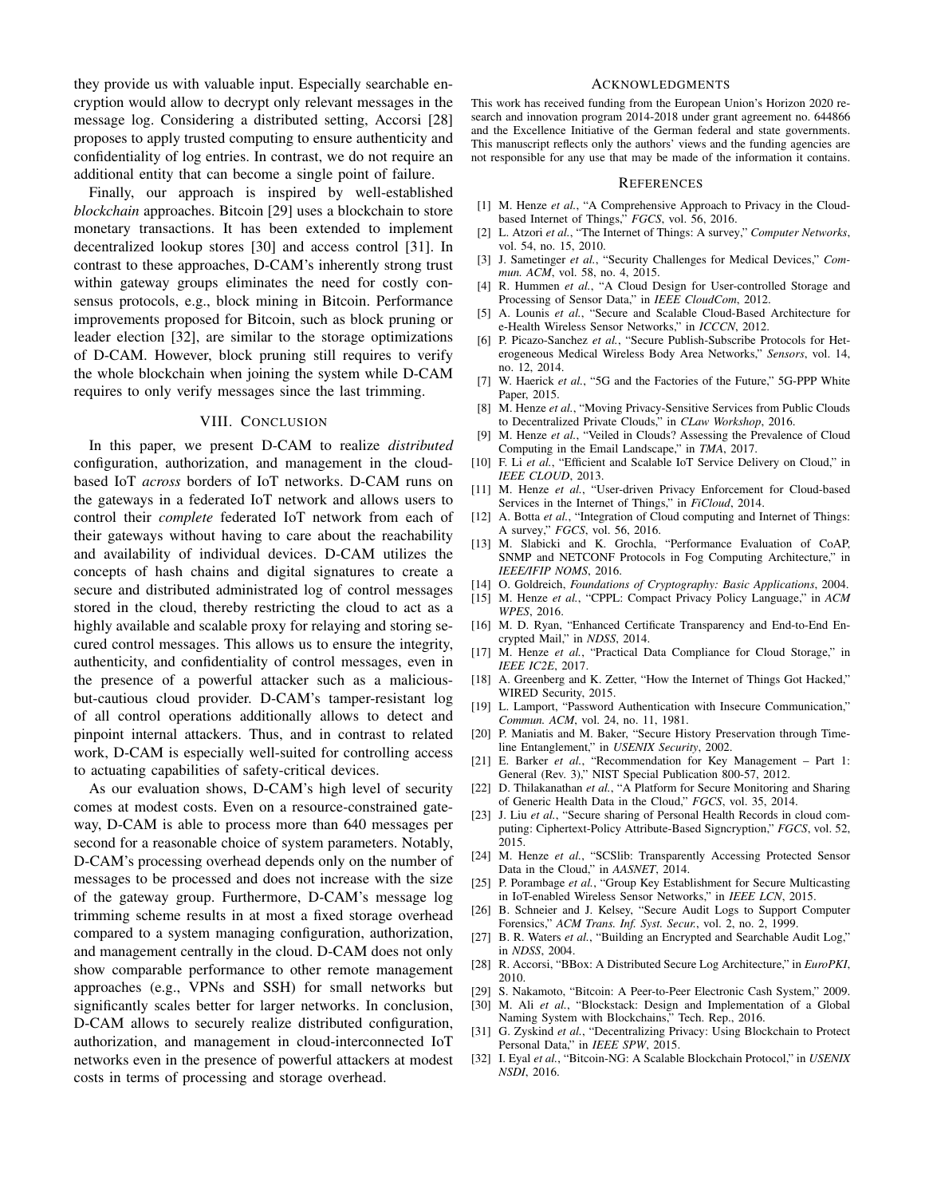they provide us with valuable input. Especially searchable encryption would allow to decrypt only relevant messages in the message log. Considering a distributed setting, Accorsi [28] proposes to apply trusted computing to ensure authenticity and confidentiality of log entries. In contrast, we do not require an additional entity that can become a single point of failure.

Finally, our approach is inspired by well-established *blockchain* approaches. Bitcoin [29] uses a blockchain to store monetary transactions. It has been extended to implement decentralized lookup stores [30] and access control [31]. In contrast to these approaches, D-CAM's inherently strong trust within gateway groups eliminates the need for costly consensus protocols, e.g., block mining in Bitcoin. Performance improvements proposed for Bitcoin, such as block pruning or leader election [32], are similar to the storage optimizations of D-CAM. However, block pruning still requires to verify the whole blockchain when joining the system while D-CAM requires to only verify messages since the last trimming.

## VIII. Conclusion

In this paper, we present D-CAM to realize *distributed* configuration, authorization, and management in the cloud-based IoT *across* borders of IoT networks. D-CAM runs on the gateways in a federated IoT network and allows users to control their *complete* federated IoT network from each of their gateways without having to care about the reachability and availability of individual devices. D-CAM utilizes the concepts of hash chains and digital signatures to create a secure and distributed administrated log of control messages stored in the cloud, thereby restricting the cloud to act as a highly available and scalable proxy for relaying and storing secured control messages. This allows us to ensure the integrity, authenticity, and confidentiality of control messages, even in the presence of a powerful attacker such as a malicious-but-cautious cloud provider. D-CAM's tamper-resistant log of all control operations additionally allows to detect and pinpoint internal attackers. Thus, and in contrast to related work, D-CAM is especially well-suited for controlling access to actuating capabilities of safety-critical devices.

As our evaluation shows, D-CAM's high level of security comes at modest costs. Even on a resource-constrained gateway, D-CAM is able to process more than 640 messages per second for a reasonable choice of system parameters. Notably, D-CAM's processing overhead depends only on the number of messages to be processed and does not increase with the size of the gateway group. Furthermore, D-CAM's message log trimming scheme results in at most a fixed storage overhead compared to a system managing configuration, authorization, and management centrally in the cloud. D-CAM does not only show comparable performance to other remote management approaches (e.g., VPNs and SSH) for small networks but significantly scales better for larger networks. In conclusion, D-CAM allows to securely realize distributed configuration, authorization, and management in cloud-interconnected IoT networks even in the presence of powerful attackers at modest costs in terms of processing and storage overhead.

## Acknowledgments

This work has received funding from the European Union's Horizon 2020 research and innovation program 2014-2018 under grant agreement no. 644866 and the Excellence Initiative of the German federal and state governments. This manuscript reflects only the authors' views and the funding agencies are not responsible for any use that may be made of the information it contains.

## References

[1] M. Henze *et al.*, "A Comprehensive Approach to Privacy in the Cloud-based Internet of Things," *FGCS*, vol. 56, 2016.

[2] L. Atzori *et al.*, "The Internet of Things: A survey," *Computer Networks*, vol. 54, no. 15, 2010.

[3] J. Sametinger *et al.*, "Security Challenges for Medical Devices," *Commun. ACM*, vol. 58, no. 4, 2015.

[4] R. Hummen *et al.*, "A Cloud Design for User-controlled Storage and Processing of Sensor Data," in *IEEE CloudCom*, 2012.

[5] A. Lounis *et al.*, "Secure and Scalable Cloud-Based Architecture for e-Health Wireless Sensor Networks," in *ICCCN*, 2012.

[6] P. Picazo-Sanchez *et al.*, "Secure Publish-Subscribe Protocols for Heterogeneous Medical Wireless Body Area Networks," *Sensors*, vol. 14, no. 12, 2014.

[7] W. Haerick *et al.*, "5G and the Factories of the Future," 5G-PPP White Paper, 2015.

[8] M. Henze *et al.*, "Moving Privacy-Sensitive Services from Public Clouds to Decentralized Private Clouds," in *CLaw Workshop*, 2016.

[9] M. Henze *et al.*, "Veiled in Clouds? Assessing the Prevalence of Cloud Computing in the Email Landscape," in *TMA*, 2017.

[10] F. Li *et al.*, "Efficient and Scalable IoT Service Delivery on Cloud," in *IEEE CLOUD*, 2013.

[11] M. Henze *et al.*, "User-driven Privacy Enforcement for Cloud-based Services in the Internet of Things," in *FiCloud*, 2014.

[12] A. Botta *et al.*, "Integration of Cloud computing and Internet of Things: A survey," *FGCS*, vol. 56, 2016.

[13] M. Slabicki and K. Grochla, "Performance Evaluation of CoAP, SNMP and NETCONF Protocols in Fog Computing Architecture," in *IEEE/IFIP NOMS*, 2016.

[14] O. Goldreich, *Foundations of Cryptography: Basic Applications*, 2004.

[15] M. Henze *et al.*, "CPPL: Compact Privacy Policy Language," in *ACM WPES*, 2016.

[16] M. D. Ryan, "Enhanced Certificate Transparency and End-to-End Encrypted Mail," in *NDSS*, 2014.

[17] M. Henze *et al.*, "Practical Data Compliance for Cloud Storage," in *IEEE IC2E*, 2017.

[18] A. Greenberg and K. Zetter, "How the Internet of Things Got Hacked," WIRED Security, 2015.

[19] L. Lamport, "Password Authentication with Insecure Communication," *Commun. ACM*, vol. 24, no. 11, 1981.

[20] P. Maniatis and M. Baker, "Secure History Preservation through Timeline Entanglement," in *USENIX Security*, 2002.

[21] E. Barker *et al.*, "Recommendation for Key Management – Part 1: General (Rev. 3)," NIST Special Publication 800-57, 2012.

[22] D. Thilakanathan *et al.*, "A Platform for Secure Monitoring and Sharing of Generic Health Data in the Cloud," *FGCS*, vol. 35, 2014.

[23] J. Liu *et al.*, "Secure sharing of Personal Health Records in cloud computing: Ciphertext-Policy Attribute-Based Signcryption," *FGCS*, vol. 52, 2015.

[24] M. Henze *et al.*, "SCSlib: Transparently Accessing Protected Sensor Data in the Cloud," in *AASNET*, 2014.

[25] P. Porambage *et al.*, "Group Key Establishment for Secure Multicasting in IoT-enabled Wireless Sensor Networks," in *IEEE LCN*, 2015.

[26] B. Schneier and J. Kelsey, "Secure Audit Logs to Support Computer Forensics," *ACM Trans. Inf. Syst. Secur.*, vol. 2, no. 2, 1999.

[27] B. R. Waters *et al.*, "Building an Encrypted and Searchable Audit Log," in *NDSS*, 2004.

[28] R. Accorsi, "BBox: A Distributed Secure Log Architecture," in *EuroPKI*, 2010.

[29] S. Nakamoto, "Bitcoin: A Peer-to-Peer Electronic Cash System," 2009.

[30] M. Ali *et al.*, "Blockstack: Design and Implementation of a Global Naming System with Blockchains," Tech. Rep., 2016.

[31] G. Zyskind *et al.*, "Decentralizing Privacy: Using Blockchain to Protect Personal Data," in *IEEE SPW*, 2015.

[32] I. Eyal *et al.*, "Bitcoin-NG: A Scalable Blockchain Protocol," in *USENIX NSDI*, 2016.